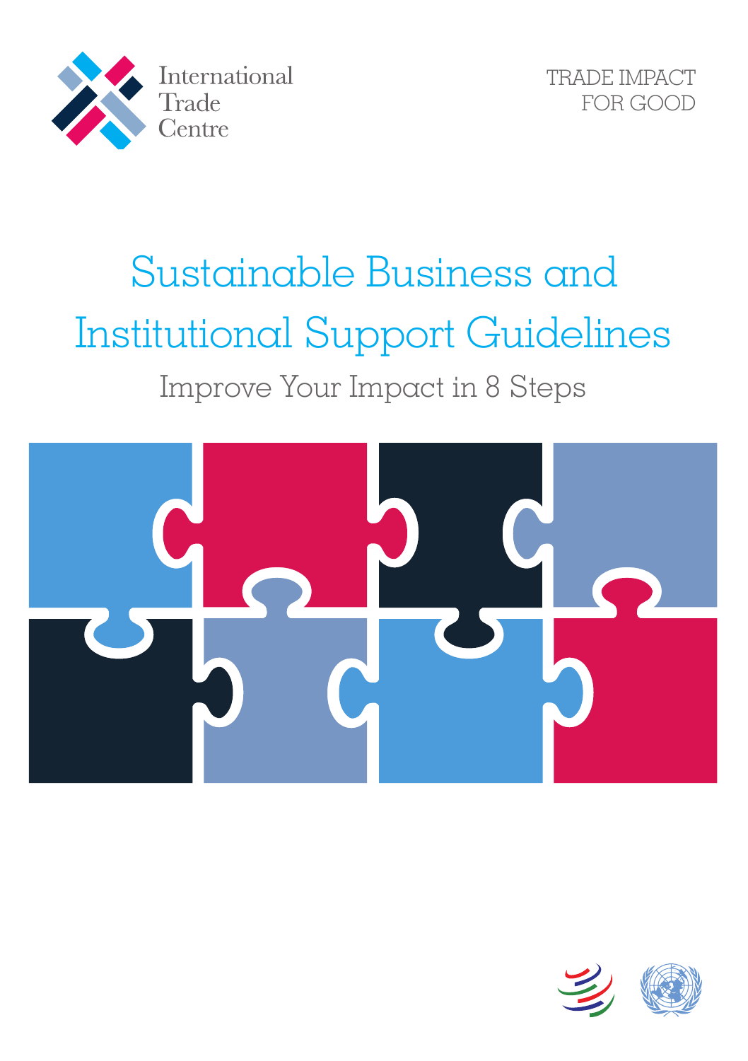International Trade Centre

TRADE IMPACT FOR GOOD

# Sustainable Business and Institutional Support Guidelines

## Improve Your Impact in 8 Steps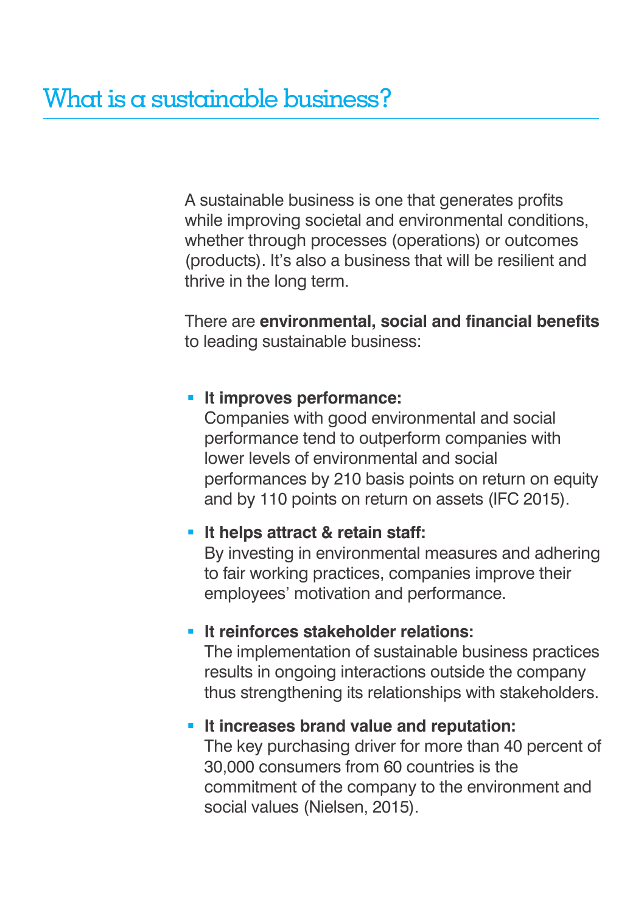# What is a sustainable business?

A sustainable business is one that generates profits while improving societal and environmental conditions, whether through processes (operations) or outcomes (products). It's also a business that will be resilient and thrive in the long term.

There are **environmental, social and financial benefits** to leading sustainable business:

- **It improves performance:**
  Companies with good environmental and social performance tend to outperform companies with lower levels of environmental and social performances by 210 basis points on return on equity and by 110 points on return on assets (IFC 2015).

- **It helps attract & retain staff:**
  By investing in environmental measures and adhering to fair working practices, companies improve their employees' motivation and performance.

- **It reinforces stakeholder relations:**
  The implementation of sustainable business practices results in ongoing interactions outside the company thus strengthening its relationships with stakeholders.

- **It increases brand value and reputation:**
  The key purchasing driver for more than 40 percent of 30,000 consumers from 60 countries is the commitment of the company to the environment and social values (Nielsen, 2015).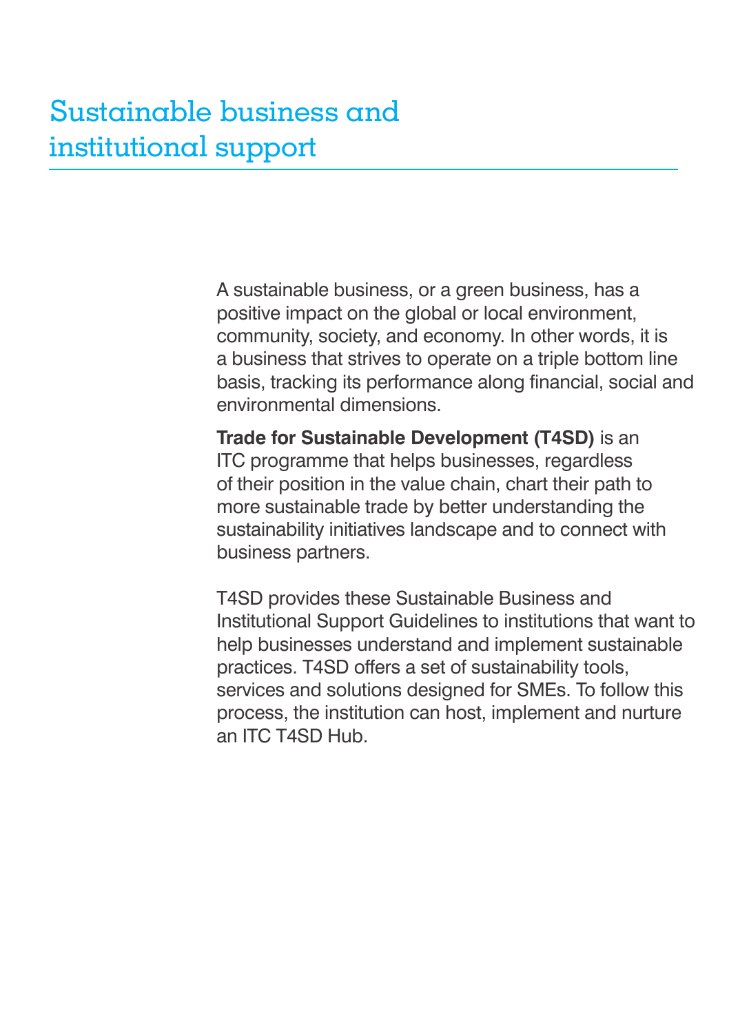# Sustainable business and institutional support

A sustainable business, or a green business, has a positive impact on the global or local environment, community, society, and economy. In other words, it is a business that strives to operate on a triple bottom line basis, tracking its performance along financial, social and environmental dimensions.

**Trade for Sustainable Development (T4SD)** is an ITC programme that helps businesses, regardless of their position in the value chain, chart their path to more sustainable trade by better understanding the sustainability initiatives landscape and to connect with business partners.

T4SD provides these Sustainable Business and Institutional Support Guidelines to institutions that want to help businesses understand and implement sustainable practices. T4SD offers a set of sustainability tools, services and solutions designed for SMEs. To follow this process, the institution can host, implement and nurture an ITC T4SD Hub.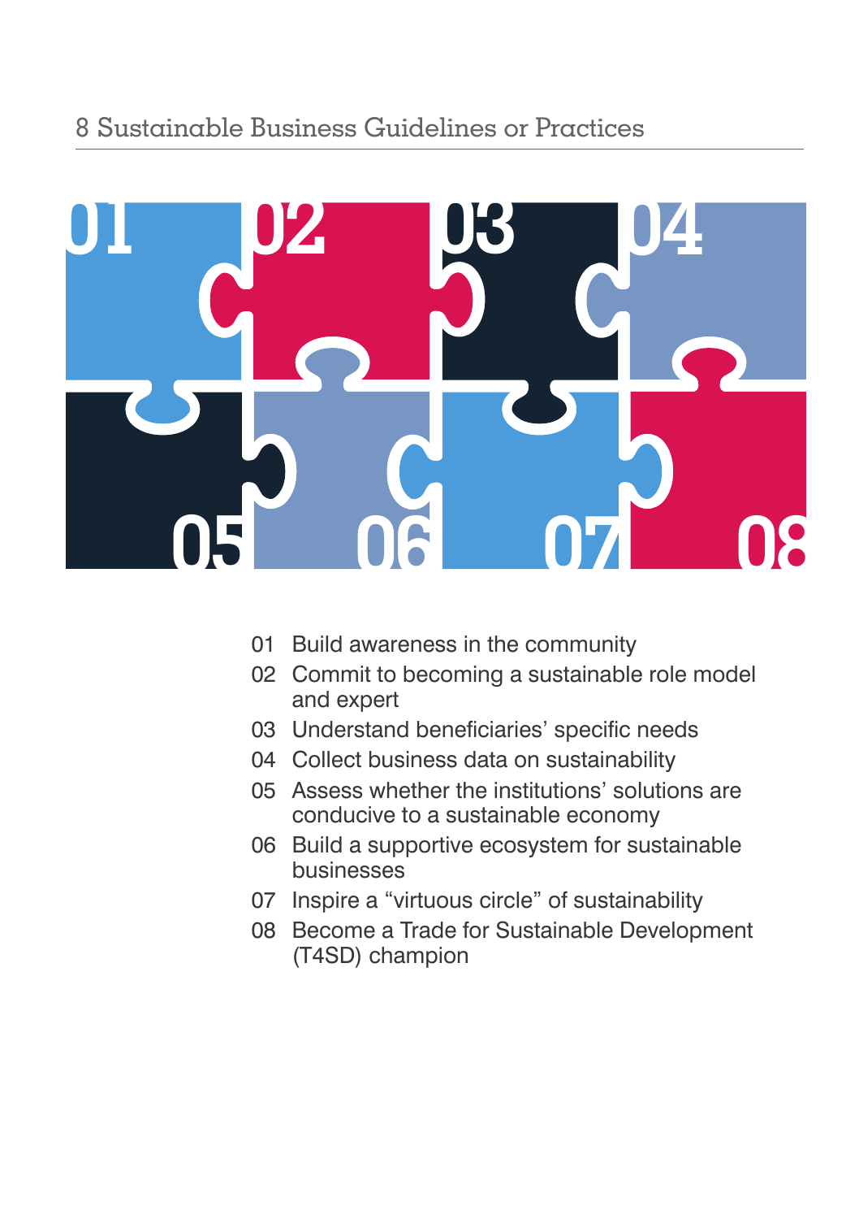## 8 Sustainable Business Guidelines or Practices

01 Build awareness in the community

02 Commit to becoming a sustainable role model and expert

03 Understand beneficiaries' specific needs

04 Collect business data on sustainability

05 Assess whether the institutions' solutions are conducive to a sustainable economy

06 Build a supportive ecosystem for sustainable businesses

07 Inspire a "virtuous circle" of sustainability

08 Become a Trade for Sustainable Development (T4SD) champion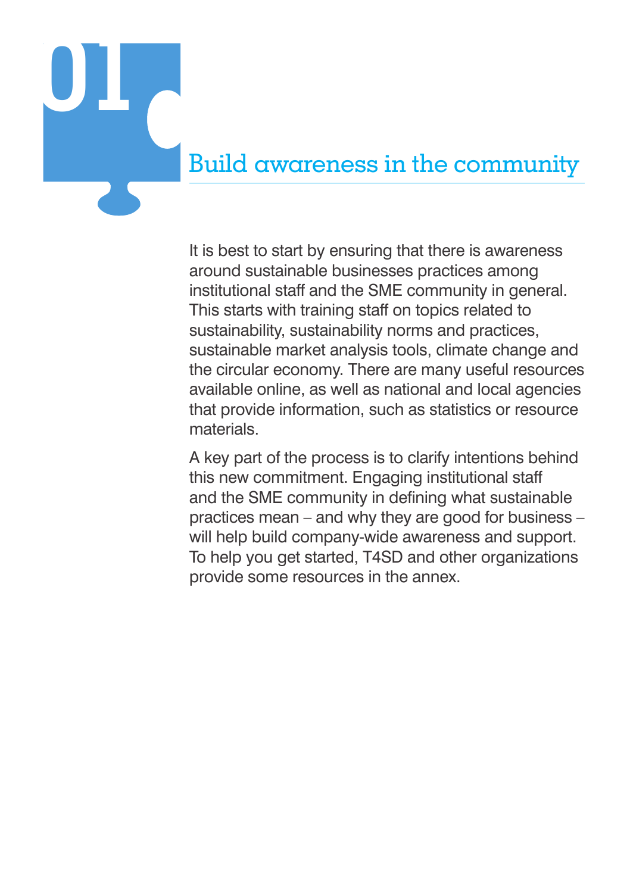# 01 Build awareness in the community

It is best to start by ensuring that there is awareness around sustainable businesses practices among institutional staff and the SME community in general. This starts with training staff on topics related to sustainability, sustainability norms and practices, sustainable market analysis tools, climate change and the circular economy. There are many useful resources available online, as well as national and local agencies that provide information, such as statistics or resource materials.

A key part of the process is to clarify intentions behind this new commitment. Engaging institutional staff and the SME community in defining what sustainable practices mean – and why they are good for business – will help build company-wide awareness and support. To help you get started, T4SD and other organizations provide some resources in the annex.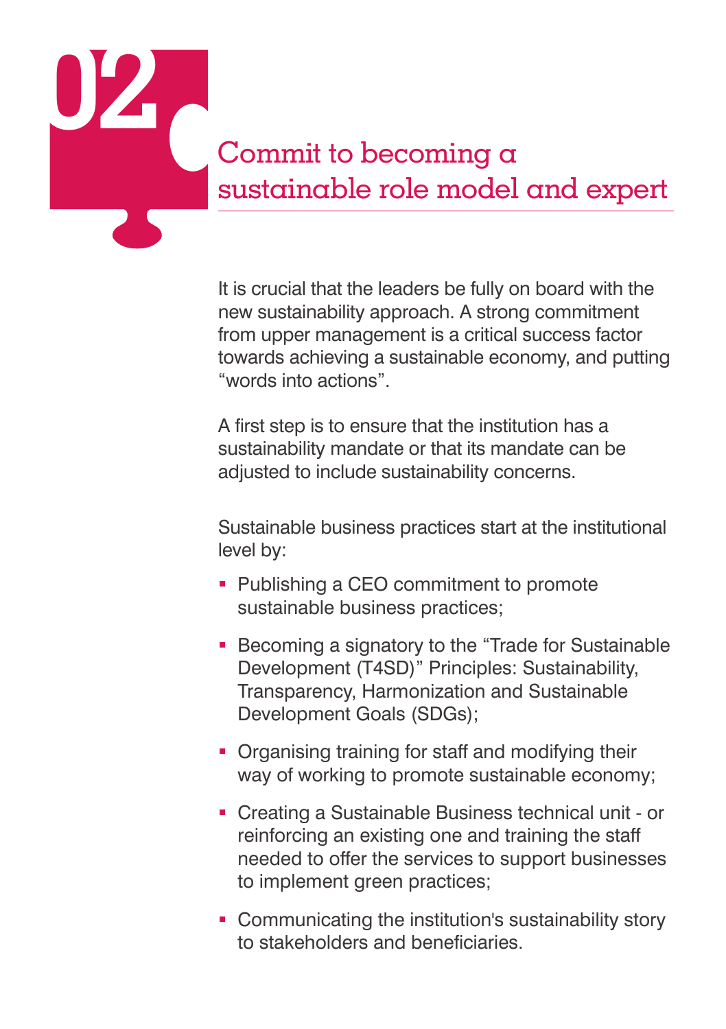# 02 Commit to becoming a sustainable role model and expert

It is crucial that the leaders be fully on board with the new sustainability approach. A strong commitment from upper management is a critical success factor towards achieving a sustainable economy, and putting "words into actions".

A first step is to ensure that the institution has a sustainability mandate or that its mandate can be adjusted to include sustainability concerns.

Sustainable business practices start at the institutional level by:

- Publishing a CEO commitment to promote sustainable business practices;
- Becoming a signatory to the "Trade for Sustainable Development (T4SD)" Principles: Sustainability, Transparency, Harmonization and Sustainable Development Goals (SDGs);
- Organising training for staff and modifying their way of working to promote sustainable economy;
- Creating a Sustainable Business technical unit - or reinforcing an existing one and training the staff needed to offer the services to support businesses to implement green practices;
- Communicating the institution's sustainability story to stakeholders and beneficiaries.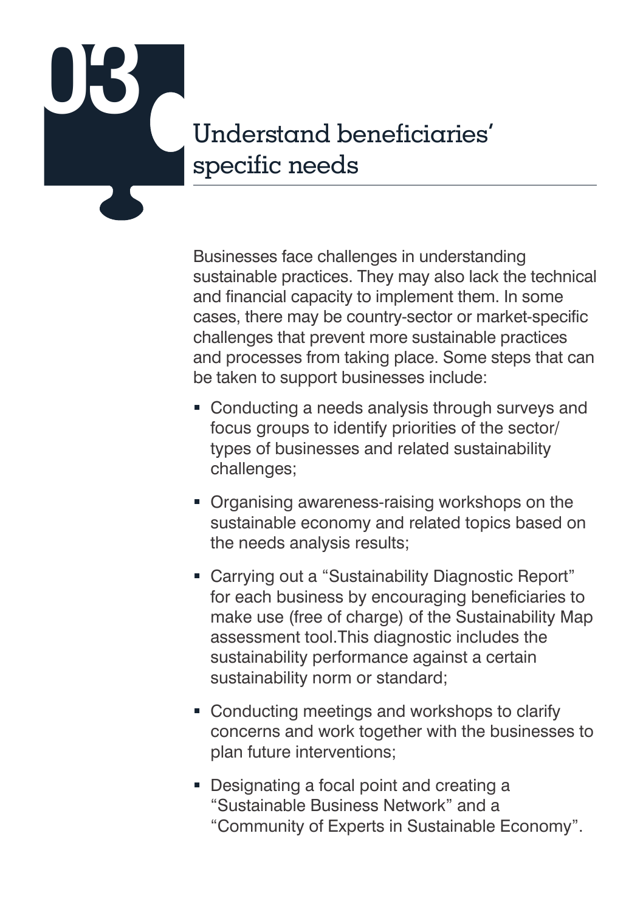# 03 Understand beneficiaries' specific needs

Businesses face challenges in understanding sustainable practices. They may also lack the technical and financial capacity to implement them. In some cases, there may be country-sector or market-specific challenges that prevent more sustainable practices and processes from taking place. Some steps that can be taken to support businesses include:

- Conducting a needs analysis through surveys and focus groups to identify priorities of the sector/ types of businesses and related sustainability challenges;
- Organising awareness-raising workshops on the sustainable economy and related topics based on the needs analysis results;
- Carrying out a "Sustainability Diagnostic Report" for each business by encouraging beneficiaries to make use (free of charge) of the Sustainability Map assessment tool.This diagnostic includes the sustainability performance against a certain sustainability norm or standard;
- Conducting meetings and workshops to clarify concerns and work together with the businesses to plan future interventions;
- Designating a focal point and creating a "Sustainable Business Network" and a "Community of Experts in Sustainable Economy".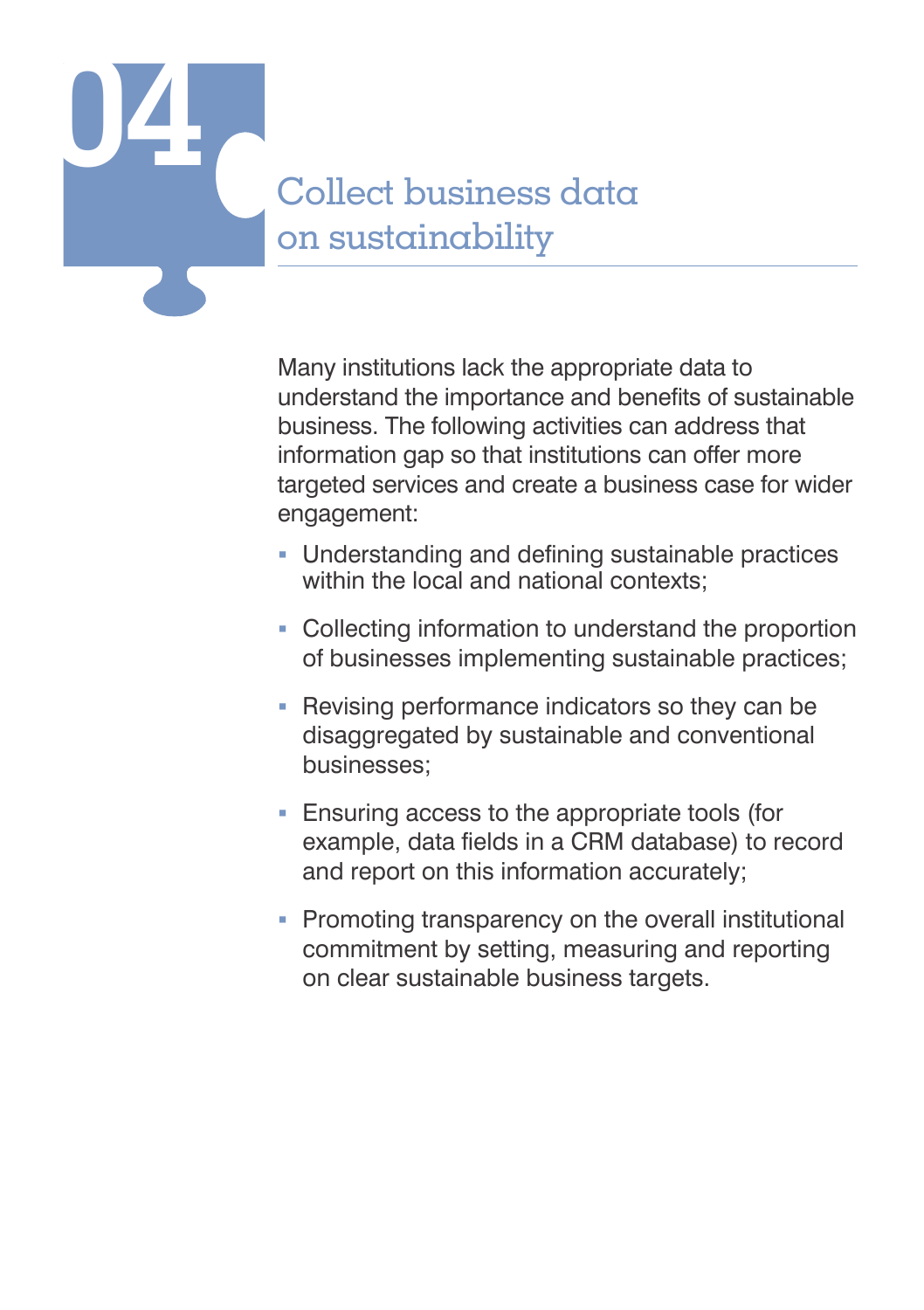# 04 Collect business data on sustainability

Many institutions lack the appropriate data to understand the importance and benefits of sustainable business. The following activities can address that information gap so that institutions can offer more targeted services and create a business case for wider engagement:

- Understanding and defining sustainable practices within the local and national contexts;
- Collecting information to understand the proportion of businesses implementing sustainable practices;
- Revising performance indicators so they can be disaggregated by sustainable and conventional businesses;
- Ensuring access to the appropriate tools (for example, data fields in a CRM database) to record and report on this information accurately;
- Promoting transparency on the overall institutional commitment by setting, measuring and reporting on clear sustainable business targets.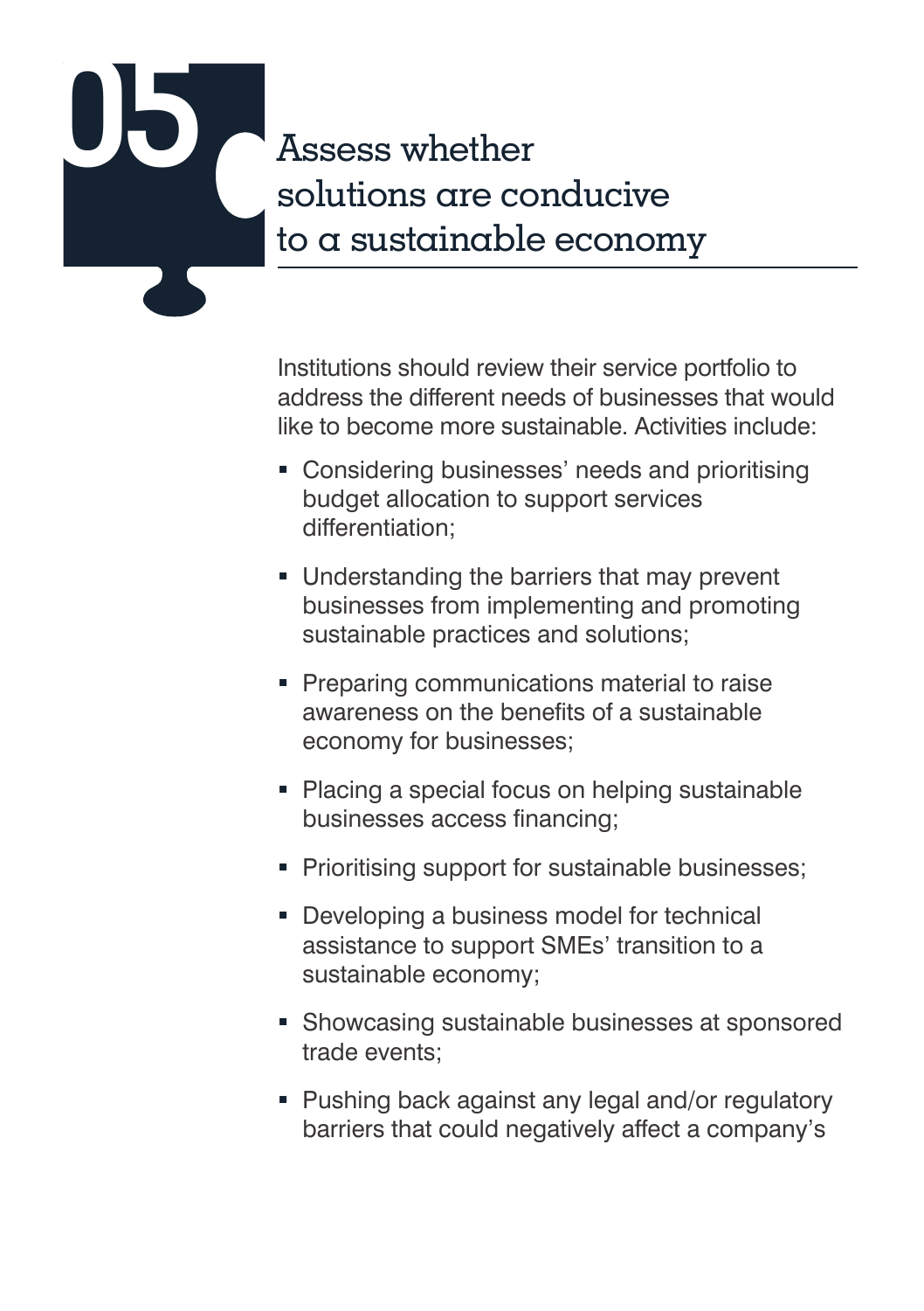# 05 Assess whether solutions are conducive to a sustainable economy

Institutions should review their service portfolio to address the different needs of businesses that would like to become more sustainable. Activities include:

- Considering businesses' needs and prioritising budget allocation to support services differentiation;
- Understanding the barriers that may prevent businesses from implementing and promoting sustainable practices and solutions;
- Preparing communications material to raise awareness on the benefits of a sustainable economy for businesses;
- Placing a special focus on helping sustainable businesses access financing;
- Prioritising support for sustainable businesses;
- Developing a business model for technical assistance to support SMEs' transition to a sustainable economy;
- Showcasing sustainable businesses at sponsored trade events;
- Pushing back against any legal and/or regulatory barriers that could negatively affect a company's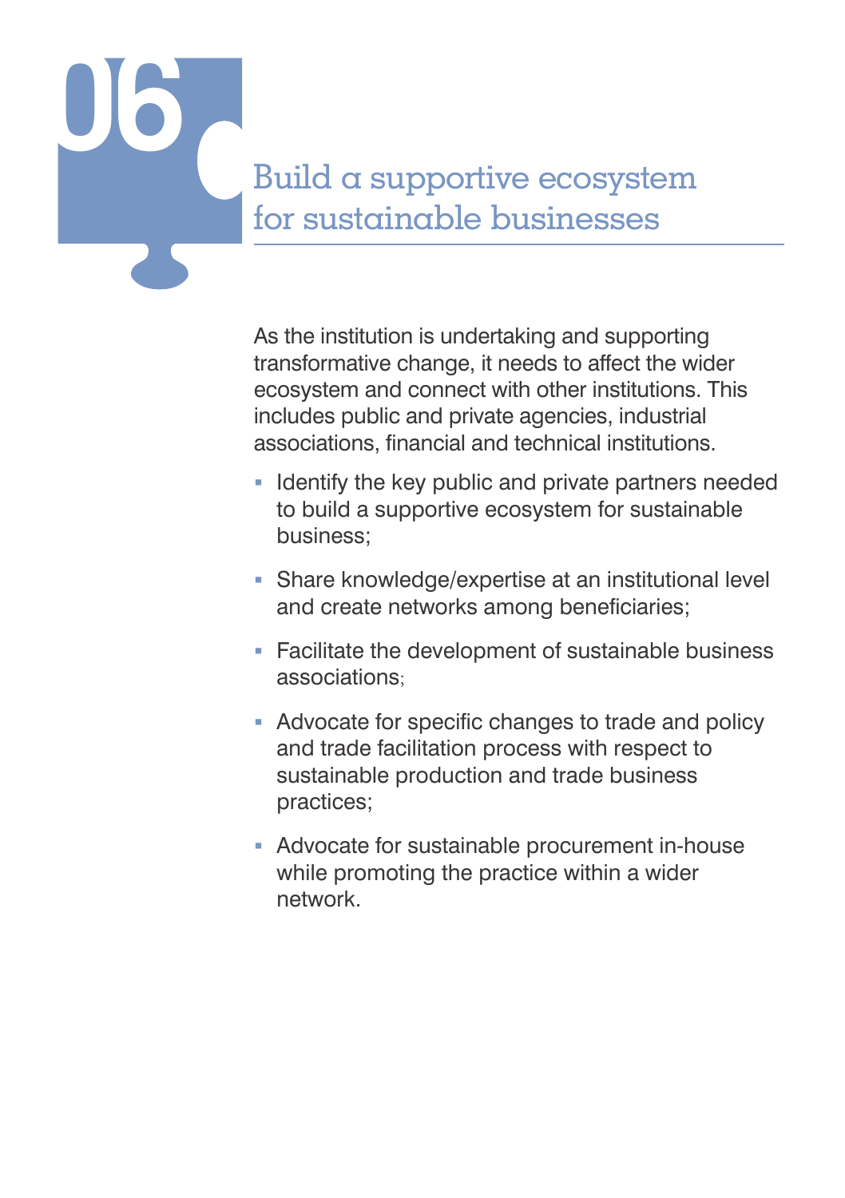# 06 Build a supportive ecosystem for sustainable businesses

As the institution is undertaking and supporting transformative change, it needs to affect the wider ecosystem and connect with other institutions. This includes public and private agencies, industrial associations, financial and technical institutions.

- Identify the key public and private partners needed to build a supportive ecosystem for sustainable business;
- Share knowledge/expertise at an institutional level and create networks among beneficiaries;
- Facilitate the development of sustainable business associations;
- Advocate for specific changes to trade and policy and trade facilitation process with respect to sustainable production and trade business practices;
- Advocate for sustainable procurement in-house while promoting the practice within a wider network.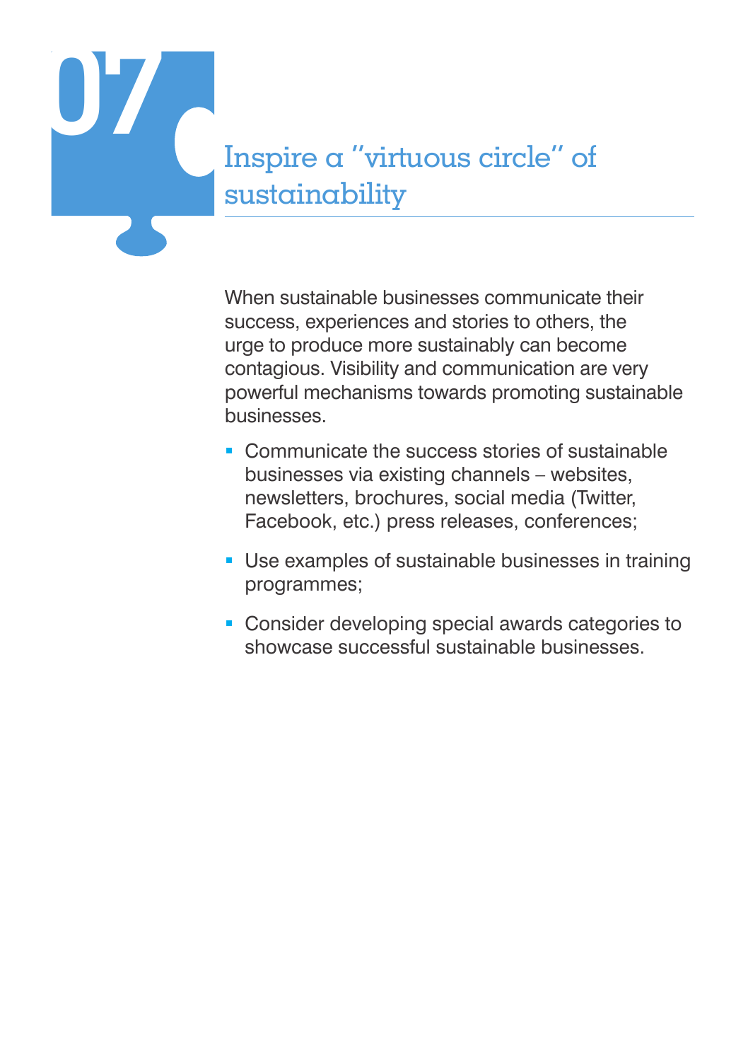# 07 Inspire a "virtuous circle" of sustainability

When sustainable businesses communicate their success, experiences and stories to others, the urge to produce more sustainably can become contagious. Visibility and communication are very powerful mechanisms towards promoting sustainable businesses.

- Communicate the success stories of sustainable businesses via existing channels – websites, newsletters, brochures, social media (Twitter, Facebook, etc.) press releases, conferences;
- Use examples of sustainable businesses in training programmes;
- Consider developing special awards categories to showcase successful sustainable businesses.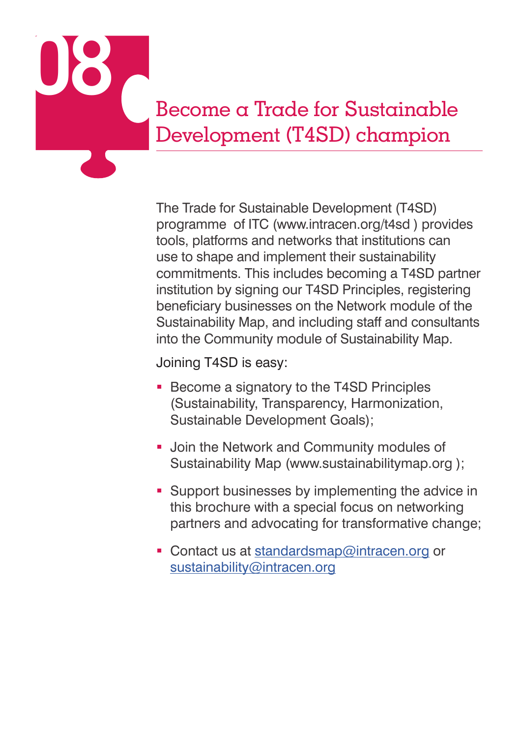# 08 Become a Trade for Sustainable Development (T4SD) champion

The Trade for Sustainable Development (T4SD) programme of ITC (www.intracen.org/t4sd ) provides tools, platforms and networks that institutions can use to shape and implement their sustainability commitments. This includes becoming a T4SD partner institution by signing our T4SD Principles, registering beneficiary businesses on the Network module of the Sustainability Map, and including staff and consultants into the Community module of Sustainability Map.

Joining T4SD is easy:

- Become a signatory to the T4SD Principles (Sustainability, Transparency, Harmonization, Sustainable Development Goals);
- Join the Network and Community modules of Sustainability Map (www.sustainabilitymap.org );
- Support businesses by implementing the advice in this brochure with a special focus on networking partners and advocating for transformative change;
- Contact us at standardsmap@intracen.org or sustainability@intracen.org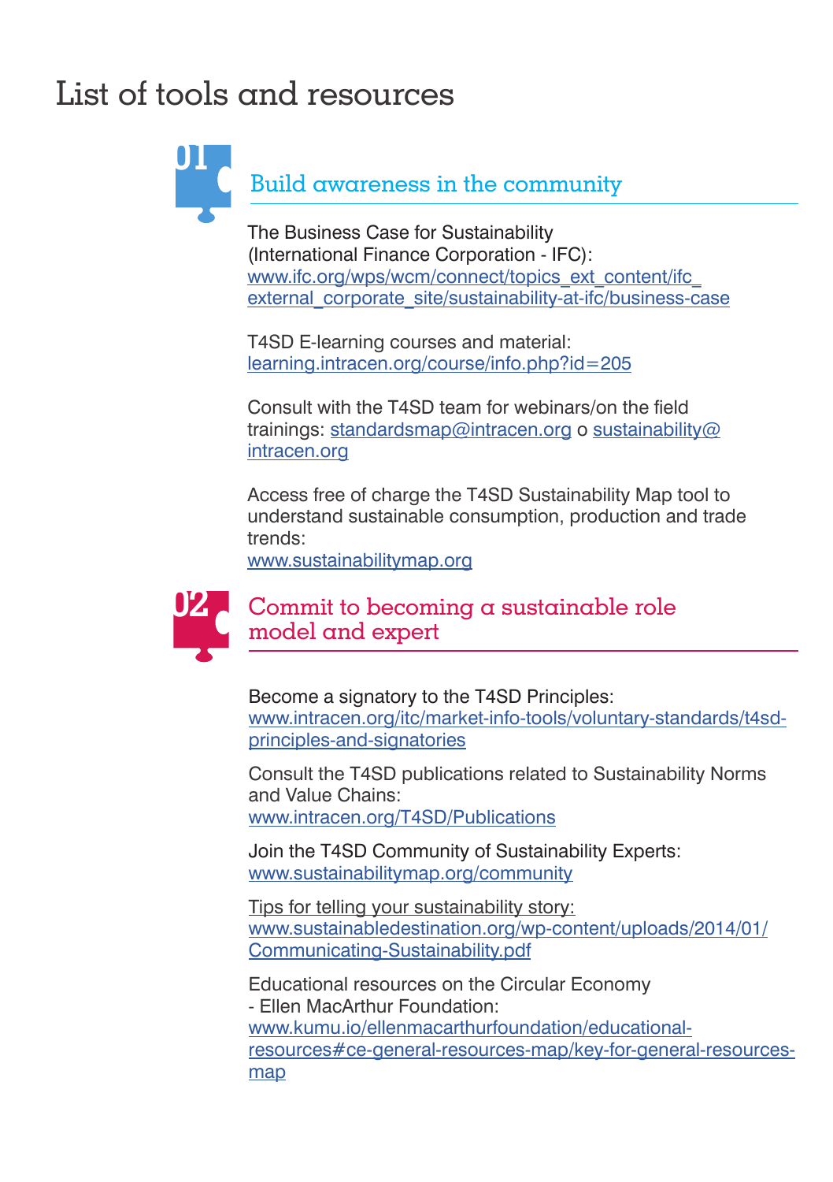# List of tools and resources

## 01 Build awareness in the community

The Business Case for Sustainability (International Finance Corporation - IFC):
www.ifc.org/wps/wcm/connect/topics_ext_content/ifc_external_corporate_site/sustainability-at-ifc/business-case

T4SD E-learning courses and material:
learning.intracen.org/course/info.php?id=205

Consult with the T4SD team for webinars/on the field trainings: standardsmap@intracen.org o sustainability@intracen.org

Access free of charge the T4SD Sustainability Map tool to understand sustainable consumption, production and trade trends:
www.sustainabilitymap.org

## 02 Commit to becoming a sustainable role model and expert

Become a signatory to the T4SD Principles:
www.intracen.org/itc/market-info-tools/voluntary-standards/t4sd-principles-and-signatories

Consult the T4SD publications related to Sustainability Norms and Value Chains:
www.intracen.org/T4SD/Publications

Join the T4SD Community of Sustainability Experts:
www.sustainabilitymap.org/community

Tips for telling your sustainability story:
www.sustainabledestination.org/wp-content/uploads/2014/01/Communicating-Sustainability.pdf

Educational resources on the Circular Economy - Ellen MacArthur Foundation:
www.kumu.io/ellenmacarthurfoundation/educational-resources#ce-general-resources-map/key-for-general-resources-map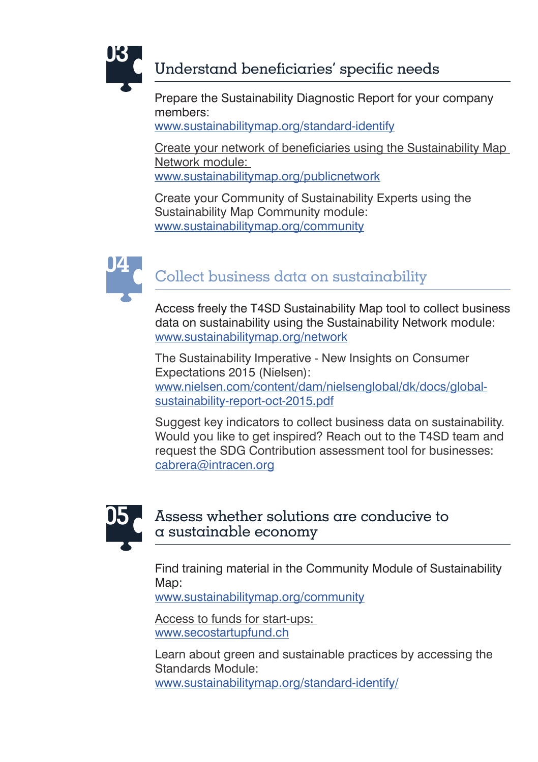## 03 Understand beneficiaries' specific needs

Prepare the Sustainability Diagnostic Report for your company members:
www.sustainabilitymap.org/standard-identify

Create your network of beneficiaries using the Sustainability Map Network module:
www.sustainabilitymap.org/publicnetwork

Create your Community of Sustainability Experts using the Sustainability Map Community module:
www.sustainabilitymap.org/community

## 04 Collect business data on sustainability

Access freely the T4SD Sustainability Map tool to collect business data on sustainability using the Sustainability Network module:
www.sustainabilitymap.org/network

The Sustainability Imperative - New Insights on Consumer Expectations 2015 (Nielsen):
www.nielsen.com/content/dam/nielsenglobal/dk/docs/global-sustainability-report-oct-2015.pdf

Suggest key indicators to collect business data on sustainability. Would you like to get inspired? Reach out to the T4SD team and request the SDG Contribution assessment tool for businesses:
cabrera@intracen.org

## 05 Assess whether solutions are conducive to a sustainable economy

Find training material in the Community Module of Sustainability Map:
www.sustainabilitymap.org/community

Access to funds for start-ups:
www.secostartupfund.ch

Learn about green and sustainable practices by accessing the Standards Module:
www.sustainabilitymap.org/standard-identify/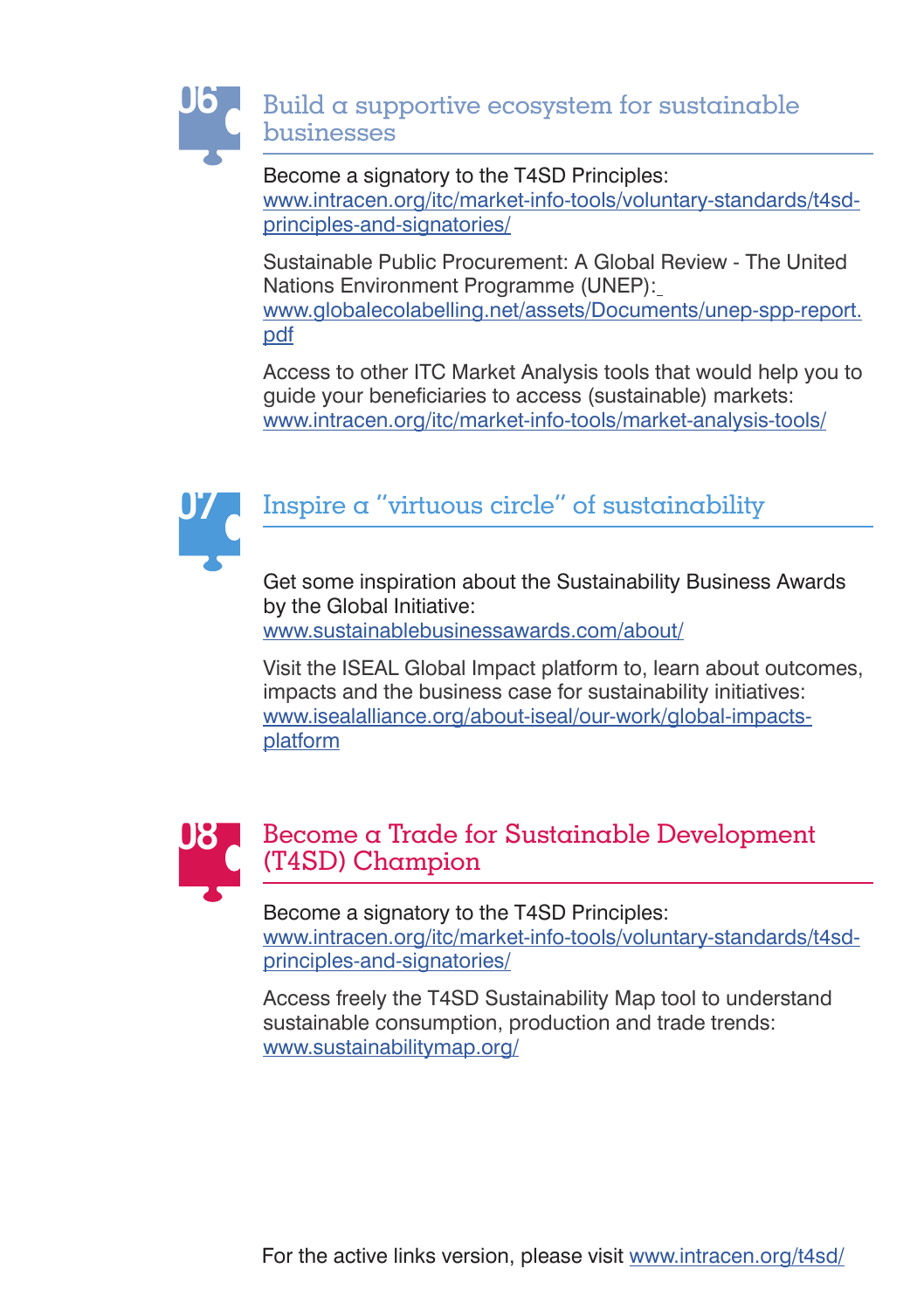## 06 Build a supportive ecosystem for sustainable businesses

Become a signatory to the T4SD Principles:
www.intracen.org/itc/market-info-tools/voluntary-standards/t4sd-principles-and-signatories/

Sustainable Public Procurement: A Global Review - The United Nations Environment Programme (UNEP):
www.globalecolabelling.net/assets/Documents/unep-spp-report.pdf

Access to other ITC Market Analysis tools that would help you to guide your beneficiaries to access (sustainable) markets:
www.intracen.org/itc/market-info-tools/market-analysis-tools/

## 07 Inspire a "virtuous circle" of sustainability

Get some inspiration about the Sustainability Business Awards by the Global Initiative:
www.sustainablebusinessawards.com/about/

Visit the ISEAL Global Impact platform to, learn about outcomes, impacts and the business case for sustainability initiatives:
www.isealalliance.org/about-iseal/our-work/global-impacts-platform

## 08 Become a Trade for Sustainable Development (T4SD) Champion

Become a signatory to the T4SD Principles:
www.intracen.org/itc/market-info-tools/voluntary-standards/t4sd-principles-and-signatories/

Access freely the T4SD Sustainability Map tool to understand sustainable consumption, production and trade trends:
www.sustainabilitymap.org/

For the active links version, please visit www.intracen.org/t4sd/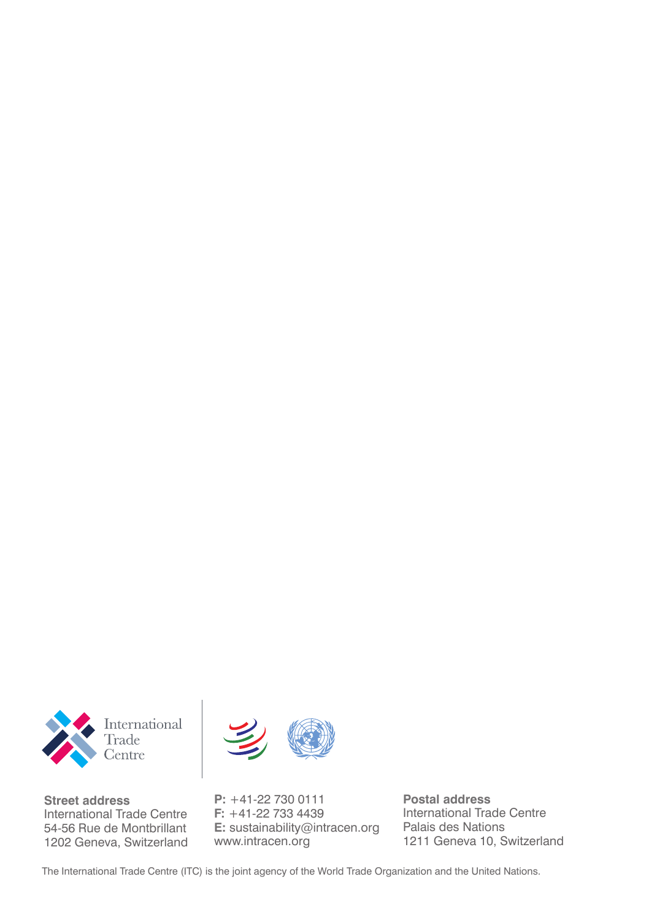International Trade Centre

**Street address**
International Trade Centre
54-56 Rue de Montbrillant
1202 Geneva, Switzerland

**P:** +41-22 730 0111
**F:** +41-22 733 4439
**E:** sustainability@intracen.org
www.intracen.org

**Postal address**
International Trade Centre
Palais des Nations
1211 Geneva 10, Switzerland

The International Trade Centre (ITC) is the joint agency of the World Trade Organization and the United Nations.